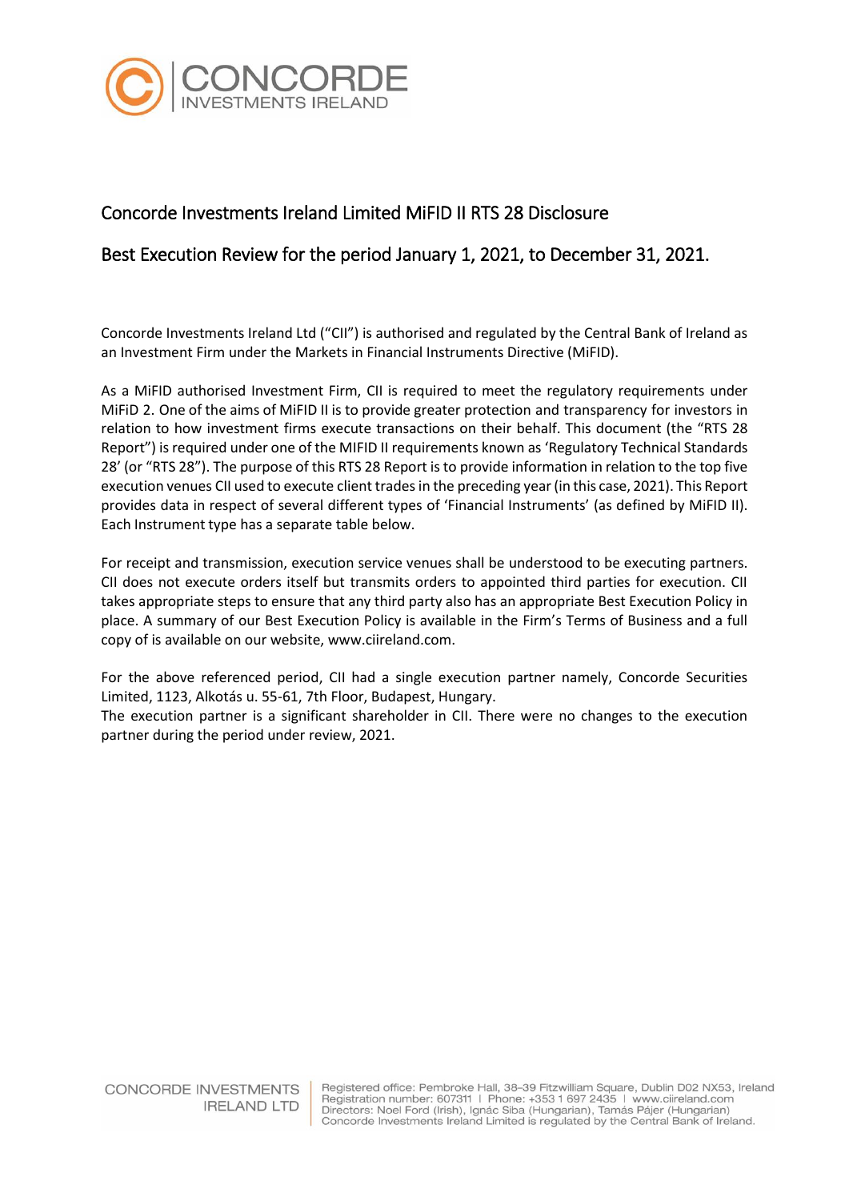## Concorde Investments Ireland Limited MiFID II RTS 28 Disclosure

## Best Execution Review for the period January 1, 2021, to December 31, 2021.

Concorde Investments Ireland Ltd ("CII") is authorised and regulated by the Central Bank of Ireland as an Investment Firm under the Markets in Financial Instruments Directive (MiFID).

As a MiFID authorised Investment Firm, CII is required to meet the regulatory requirements under MiFiD 2. One of the aims of MiFID II is to provide greater protection and transparency for investors in relation to how investment firms execute transactions on their behalf. This document (the "RTS 28 Report") is required under one of the MIFID II requirements known as 'Regulatory Technical Standards 28' (or "RTS 28"). The purpose of this RTS 28 Report is to provide information in relation to the top five execution venues CII used to execute client trades in the preceding year (in this case, 2021). This Report provides data in respect of several different types of 'Financial Instruments' (as defined by MiFID II). Each Instrument type has a separate table below.

For receipt and transmission, execution service venues shall be understood to be executing partners. CII does not execute orders itself but transmits orders to appointed third parties for execution. CII takes appropriate steps to ensure that any third party also has an appropriate Best Execution Policy in place. A summary of our Best Execution Policy is available in the Firm's Terms of Business and a full copy of is available on our website, www.ciireland.com.

For the above referenced period, CII had a single execution partner namely, Concorde Securities Limited, 1123, Alkotás u. 55-61, 7th Floor, Budapest, Hungary.
The execution partner is a significant shareholder in CII. There were no changes to the execution partner during the period under review, 2021.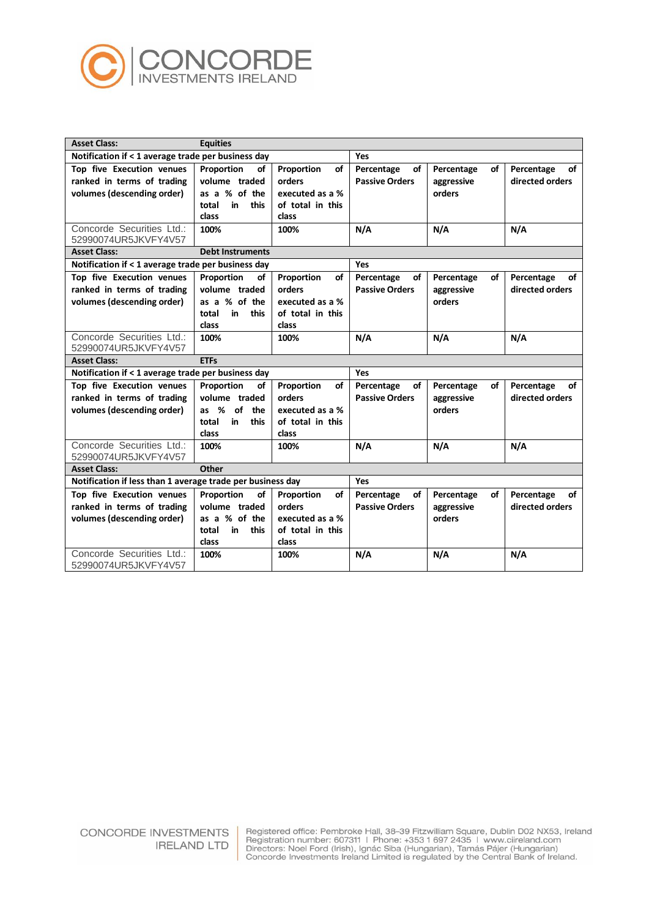| Asset Class: | Equities | | | | |
|---|---|---|---|---|---|
| Notification if < 1 average trade per business day | | | Yes | | |
| **Top five Execution venues ranked in terms of trading volumes (descending order)** | **Proportion of volume traded as a % of the total in this class** | **Proportion of orders executed as a % of total in this class** | **Percentage of Passive Orders** | **Percentage of aggressive orders** | **Percentage of directed orders** |
| Concorde Securities Ltd.: 52990074UR5JKVFY4V57 | **100%** | **100%** | **N/A** | **N/A** | **N/A** |

| Asset Class: | Debt Instruments | | | | |
|---|---|---|---|---|---|
| Notification if < 1 average trade per business day | | | Yes | | |
| **Top five Execution venues ranked in terms of trading volumes (descending order)** | **Proportion of volume traded as a % of the total in this class** | **Proportion of orders executed as a % of total in this class** | **Percentage of Passive Orders** | **Percentage of aggressive orders** | **Percentage of directed orders** |
| Concorde Securities Ltd.: 52990074UR5JKVFY4V57 | **100%** | **100%** | **N/A** | **N/A** | **N/A** |

| Asset Class: | ETFs | | | | |
|---|---|---|---|---|---|
| Notification if < 1 average trade per business day | | | Yes | | |
| **Top five Execution venues ranked in terms of trading volumes (descending order)** | **Proportion of volume traded as % of the total in this class** | **Proportion of orders executed as a % of total in this class** | **Percentage of Passive Orders** | **Percentage of aggressive orders** | **Percentage of directed orders** |
| Concorde Securities Ltd.: 52990074UR5JKVFY4V57 | **100%** | **100%** | **N/A** | **N/A** | **N/A** |

| Asset Class: | Other | | | | |
|---|---|---|---|---|---|
| Notification if less than 1 average trade per business day | | | Yes | | |
| **Top five Execution venues ranked in terms of trading volumes (descending order)** | **Proportion of volume traded as a % of the total in this class** | **Proportion of orders executed as a % of total in this class** | **Percentage of Passive Orders** | **Percentage of aggressive orders** | **Percentage of directed orders** |
| Concorde Securities Ltd.: 52990074UR5JKVFY4V57 | **100%** | **100%** | **N/A** | **N/A** | **N/A** |